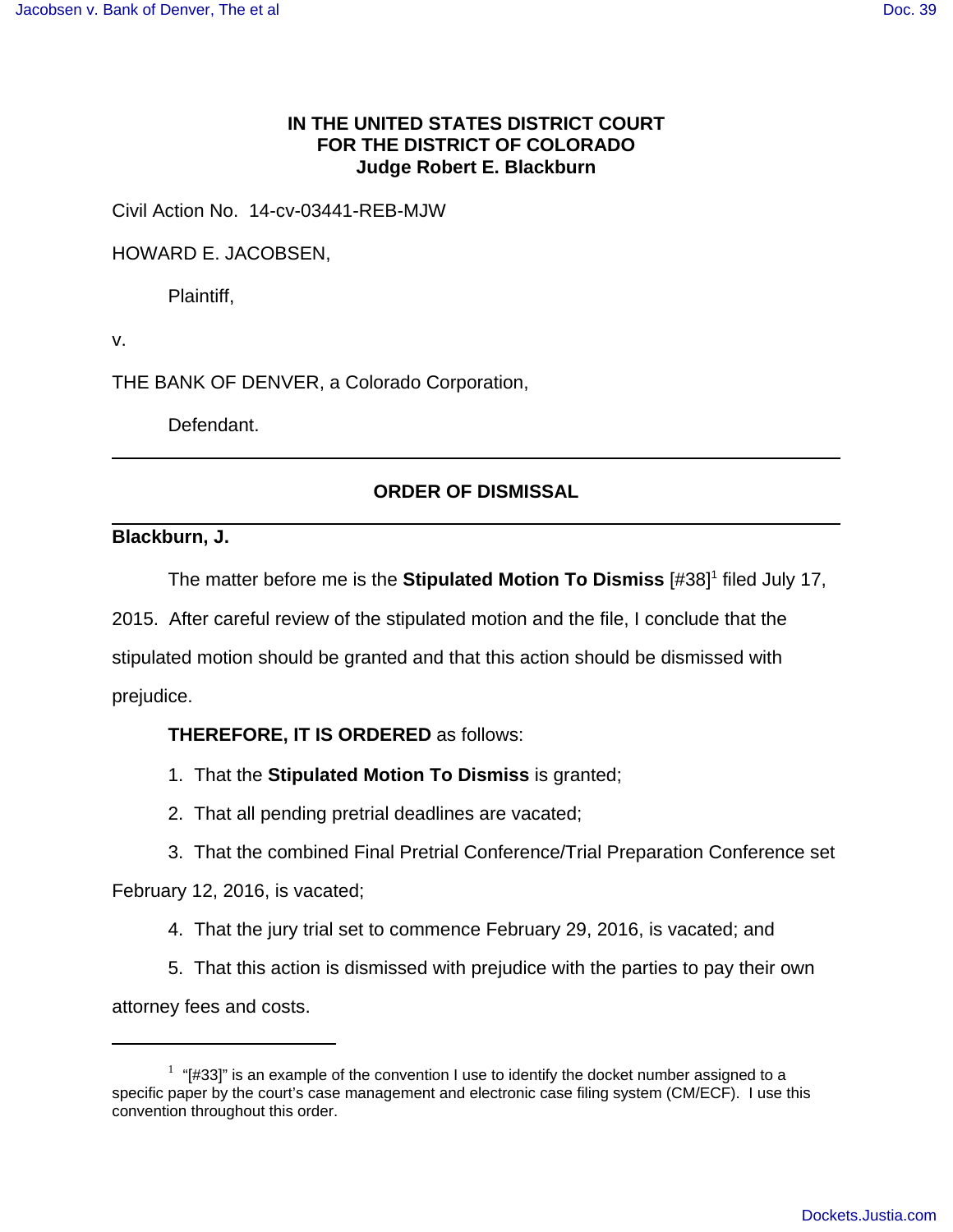**IN THE UNITED STATES DISTRICT COURT**
**FOR THE DISTRICT OF COLORADO**
**Judge Robert E. Blackburn**

Civil Action No. 14-cv-03441-REB-MJW

HOWARD E. JACOBSEN,

Plaintiff,

v.

THE BANK OF DENVER, a Colorado Corporation,

Defendant.

---

## ORDER OF DISMISSAL

---

**Blackburn, J.**

The matter before me is the **Stipulated Motion To Dismiss** [#38][1] filed July 17, 2015. After careful review of the stipulated motion and the file, I conclude that the stipulated motion should be granted and that this action should be dismissed with prejudice.

**THEREFORE, IT IS ORDERED** as follows:

1. That the **Stipulated Motion To Dismiss** is granted;

2. That all pending pretrial deadlines are vacated;

3. That the combined Final Pretrial Conference/Trial Preparation Conference set February 12, 2016, is vacated;

4. That the jury trial set to commence February 29, 2016, is vacated; and

5. That this action is dismissed with prejudice with the parties to pay their own attorney fees and costs.

---

[1] "[#33]" is an example of the convention I use to identify the docket number assigned to a specific paper by the court's case management and electronic case filing system (CM/ECF). I use this convention throughout this order.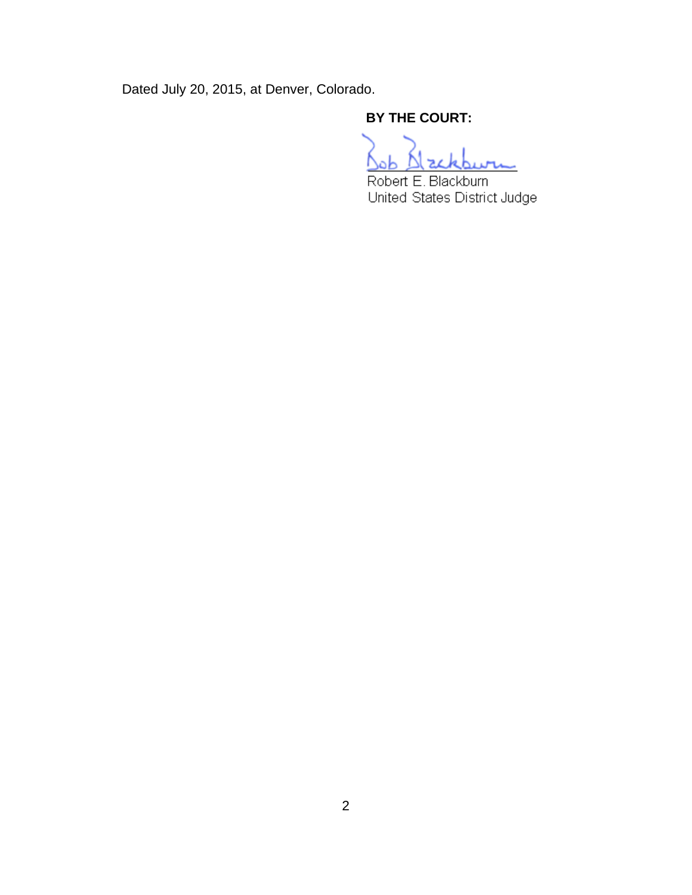Dated July 20, 2015, at Denver, Colorado.

**BY THE COURT:**

Robert E. Blackburn
United States District Judge